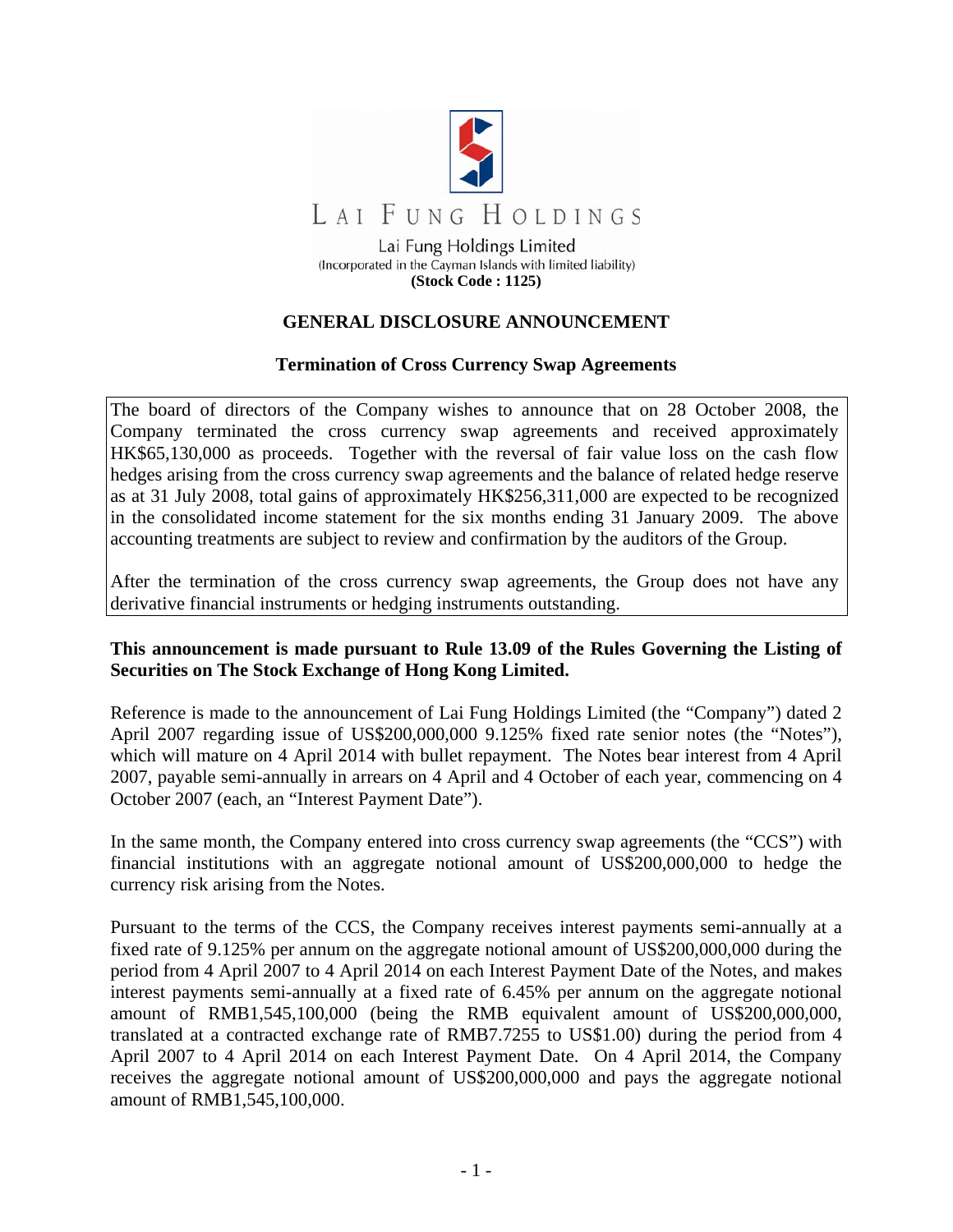# LAI FUNG HOLDINGS

Lai Fung Holdings Limited
(Incorporated in the Cayman Islands with limited liability)
**(Stock Code : 1125)**

## GENERAL DISCLOSURE ANNOUNCEMENT

### Termination of Cross Currency Swap Agreements

The board of directors of the Company wishes to announce that on 28 October 2008, the Company terminated the cross currency swap agreements and received approximately HK$65,130,000 as proceeds. Together with the reversal of fair value loss on the cash flow hedges arising from the cross currency swap agreements and the balance of related hedge reserve as at 31 July 2008, total gains of approximately HK$256,311,000 are expected to be recognized in the consolidated income statement for the six months ending 31 January 2009. The above accounting treatments are subject to review and confirmation by the auditors of the Group.

After the termination of the cross currency swap agreements, the Group does not have any derivative financial instruments or hedging instruments outstanding.

**This announcement is made pursuant to Rule 13.09 of the Rules Governing the Listing of Securities on The Stock Exchange of Hong Kong Limited.**

Reference is made to the announcement of Lai Fung Holdings Limited (the "Company") dated 2 April 2007 regarding issue of US$200,000,000 9.125% fixed rate senior notes (the "Notes"), which will mature on 4 April 2014 with bullet repayment. The Notes bear interest from 4 April 2007, payable semi-annually in arrears on 4 April and 4 October of each year, commencing on 4 October 2007 (each, an "Interest Payment Date").

In the same month, the Company entered into cross currency swap agreements (the "CCS") with financial institutions with an aggregate notional amount of US$200,000,000 to hedge the currency risk arising from the Notes.

Pursuant to the terms of the CCS, the Company receives interest payments semi-annually at a fixed rate of 9.125% per annum on the aggregate notional amount of US$200,000,000 during the period from 4 April 2007 to 4 April 2014 on each Interest Payment Date of the Notes, and makes interest payments semi-annually at a fixed rate of 6.45% per annum on the aggregate notional amount of RMB1,545,100,000 (being the RMB equivalent amount of US$200,000,000, translated at a contracted exchange rate of RMB7.7255 to US$1.00) during the period from 4 April 2007 to 4 April 2014 on each Interest Payment Date. On 4 April 2014, the Company receives the aggregate notional amount of US$200,000,000 and pays the aggregate notional amount of RMB1,545,100,000.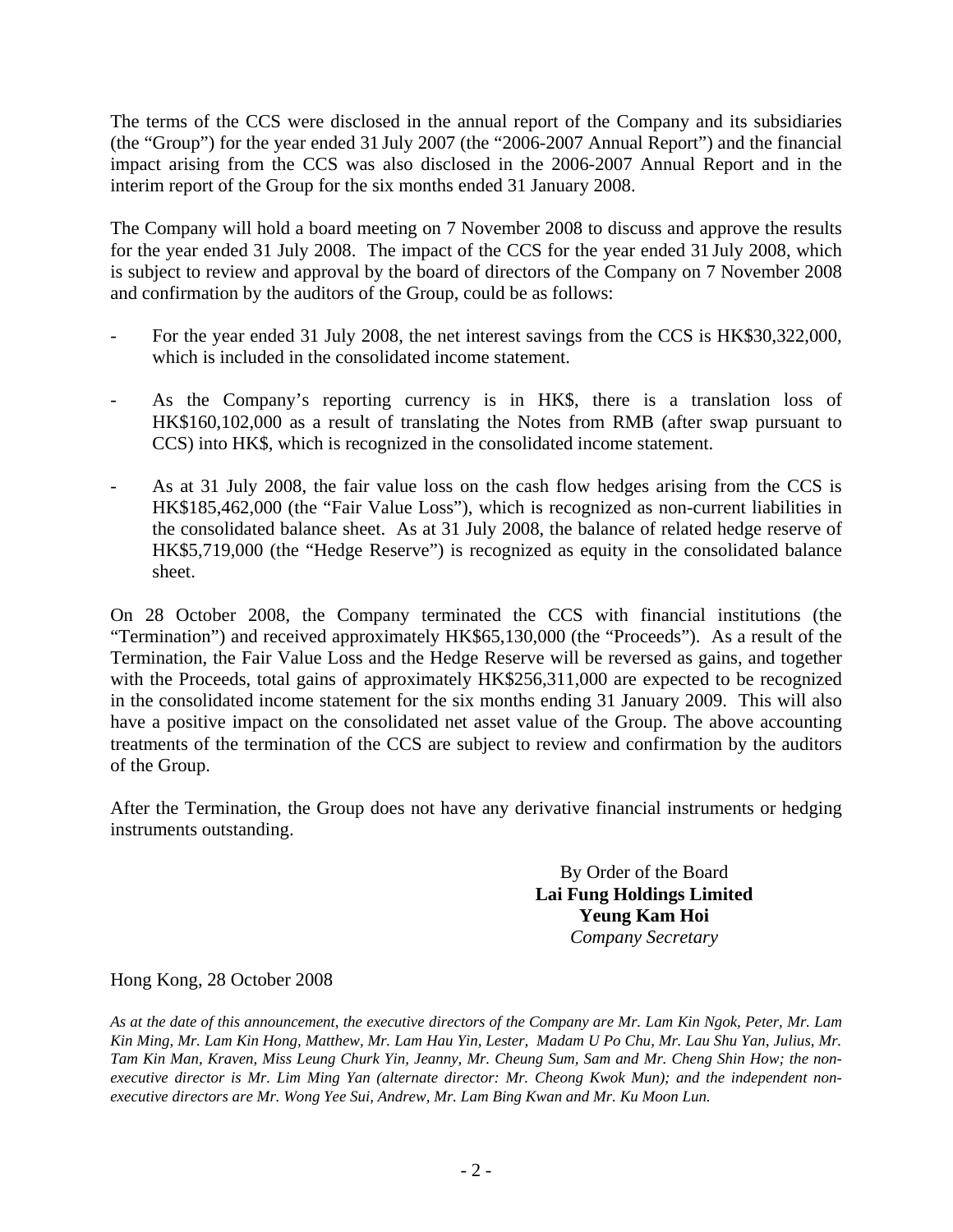The terms of the CCS were disclosed in the annual report of the Company and its subsidiaries (the "Group") for the year ended 31 July 2007 (the "2006-2007 Annual Report") and the financial impact arising from the CCS was also disclosed in the 2006-2007 Annual Report and in the interim report of the Group for the six months ended 31 January 2008.

The Company will hold a board meeting on 7 November 2008 to discuss and approve the results for the year ended 31 July 2008. The impact of the CCS for the year ended 31 July 2008, which is subject to review and approval by the board of directors of the Company on 7 November 2008 and confirmation by the auditors of the Group, could be as follows:

- For the year ended 31 July 2008, the net interest savings from the CCS is HK$30,322,000, which is included in the consolidated income statement.
- As the Company's reporting currency is in HK$, there is a translation loss of HK$160,102,000 as a result of translating the Notes from RMB (after swap pursuant to CCS) into HK$, which is recognized in the consolidated income statement.
- As at 31 July 2008, the fair value loss on the cash flow hedges arising from the CCS is HK$185,462,000 (the "Fair Value Loss"), which is recognized as non-current liabilities in the consolidated balance sheet. As at 31 July 2008, the balance of related hedge reserve of HK$5,719,000 (the "Hedge Reserve") is recognized as equity in the consolidated balance sheet.

On 28 October 2008, the Company terminated the CCS with financial institutions (the "Termination") and received approximately HK$65,130,000 (the "Proceeds"). As a result of the Termination, the Fair Value Loss and the Hedge Reserve will be reversed as gains, and together with the Proceeds, total gains of approximately HK$256,311,000 are expected to be recognized in the consolidated income statement for the six months ending 31 January 2009. This will also have a positive impact on the consolidated net asset value of the Group. The above accounting treatments of the termination of the CCS are subject to review and confirmation by the auditors of the Group.

After the Termination, the Group does not have any derivative financial instruments or hedging instruments outstanding.

By Order of the Board
**Lai Fung Holdings Limited**
**Yeung Kam Hoi**
*Company Secretary*

Hong Kong, 28 October 2008

*As at the date of this announcement, the executive directors of the Company are Mr. Lam Kin Ngok, Peter, Mr. Lam Kin Ming, Mr. Lam Kin Hong, Matthew, Mr. Lam Hau Yin, Lester, Madam U Po Chu, Mr. Lau Shu Yan, Julius, Mr. Tam Kin Man, Kraven, Miss Leung Churk Yin, Jeanny, Mr. Cheung Sum, Sam and Mr. Cheng Shin How; the non-executive director is Mr. Lim Ming Yan (alternate director: Mr. Cheong Kwok Mun); and the independent non-executive directors are Mr. Wong Yee Sui, Andrew, Mr. Lam Bing Kwan and Mr. Ku Moon Lun.*